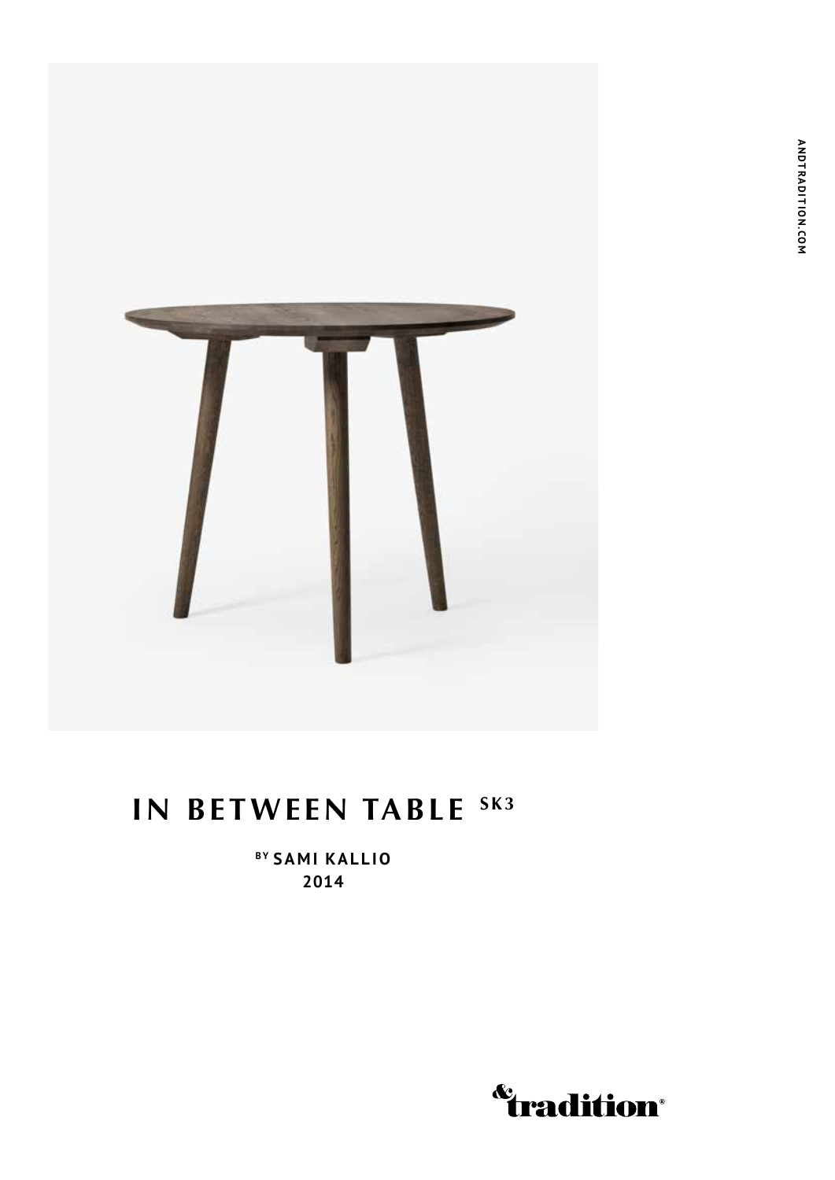# IN BETWEEN TABLE SK3

BY SAMI KALLIO
2014

ANDTRADITION.COM

&tradition®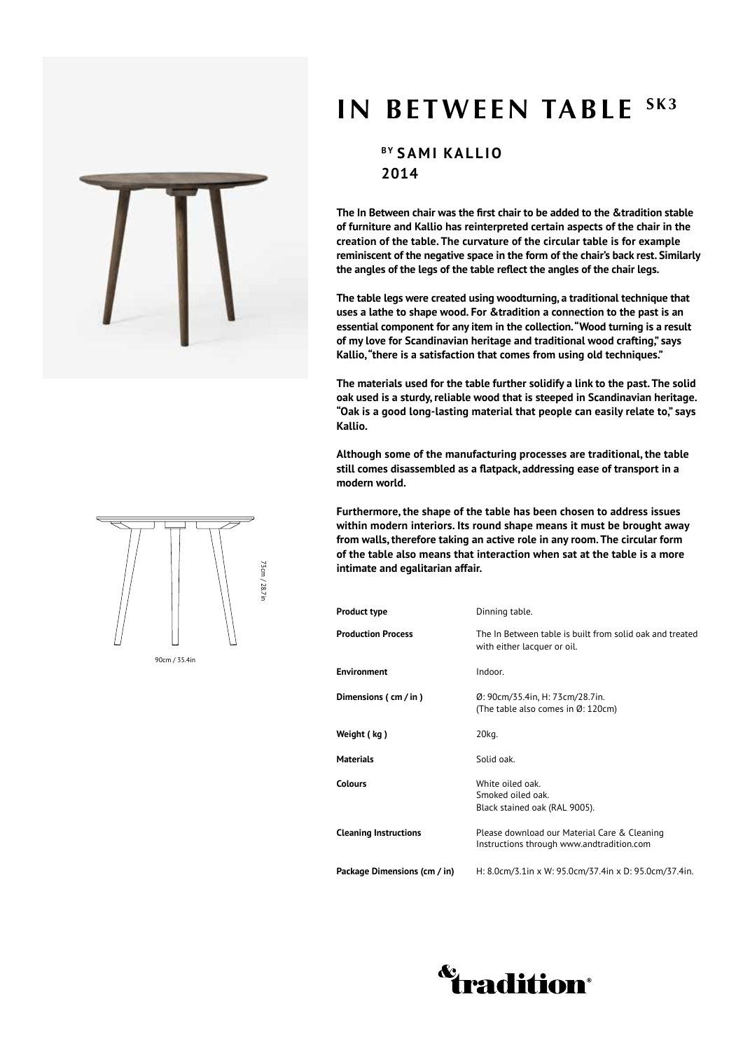# IN BETWEEN TABLE SK3

## BY SAMI KALLIO
## 2014

**The In Between chair was the first chair to be added to the &tradition stable of furniture and Kallio has reinterpreted certain aspects of the chair in the creation of the table. The curvature of the circular table is for example reminiscent of the negative space in the form of the chair's back rest. Similarly the angles of the legs of the table reflect the angles of the chair legs.**

**The table legs were created using woodturning, a traditional technique that uses a lathe to shape wood. For &tradition a connection to the past is an essential component for any item in the collection. "Wood turning is a result of my love for Scandinavian heritage and traditional wood crafting," says Kallio, "there is a satisfaction that comes from using old techniques."**

**The materials used for the table further solidify a link to the past. The solid oak used is a sturdy, reliable wood that is steeped in Scandinavian heritage. "Oak is a good long-lasting material that people can easily relate to," says Kallio.**

**Although some of the manufacturing processes are traditional, the table still comes disassembled as a flatpack, addressing ease of transport in a modern world.**

**Furthermore, the shape of the table has been chosen to address issues within modern interiors. Its round shape means it must be brought away from walls, therefore taking an active role in any room. The circular form of the table also means that interaction when sat at the table is a more intimate and egalitarian affair.**

73cm / 28.7in

90cm / 35.4in

| | |
|---|---|
| **Product type** | Dinning table. |
| **Production Process** | The In Between table is built from solid oak and treated with either lacquer or oil. |
| **Environment** | Indoor. |
| **Dimensions ( cm / in )** | Ø: 90cm/35.4in, H: 73cm/28.7in. (The table also comes in Ø: 120cm) |
| **Weight ( kg )** | 20kg. |
| **Materials** | Solid oak. |
| **Colours** | White oiled oak. Smoked oiled oak. Black stained oak (RAL 9005). |
| **Cleaning Instructions** | Please download our Material Care & Cleaning Instructions through www.andtradition.com |
| **Package Dimensions (cm / in)** | H: 8.0cm/3.1in x W: 95.0cm/37.4in x D: 95.0cm/37.4in. |

&tradition®